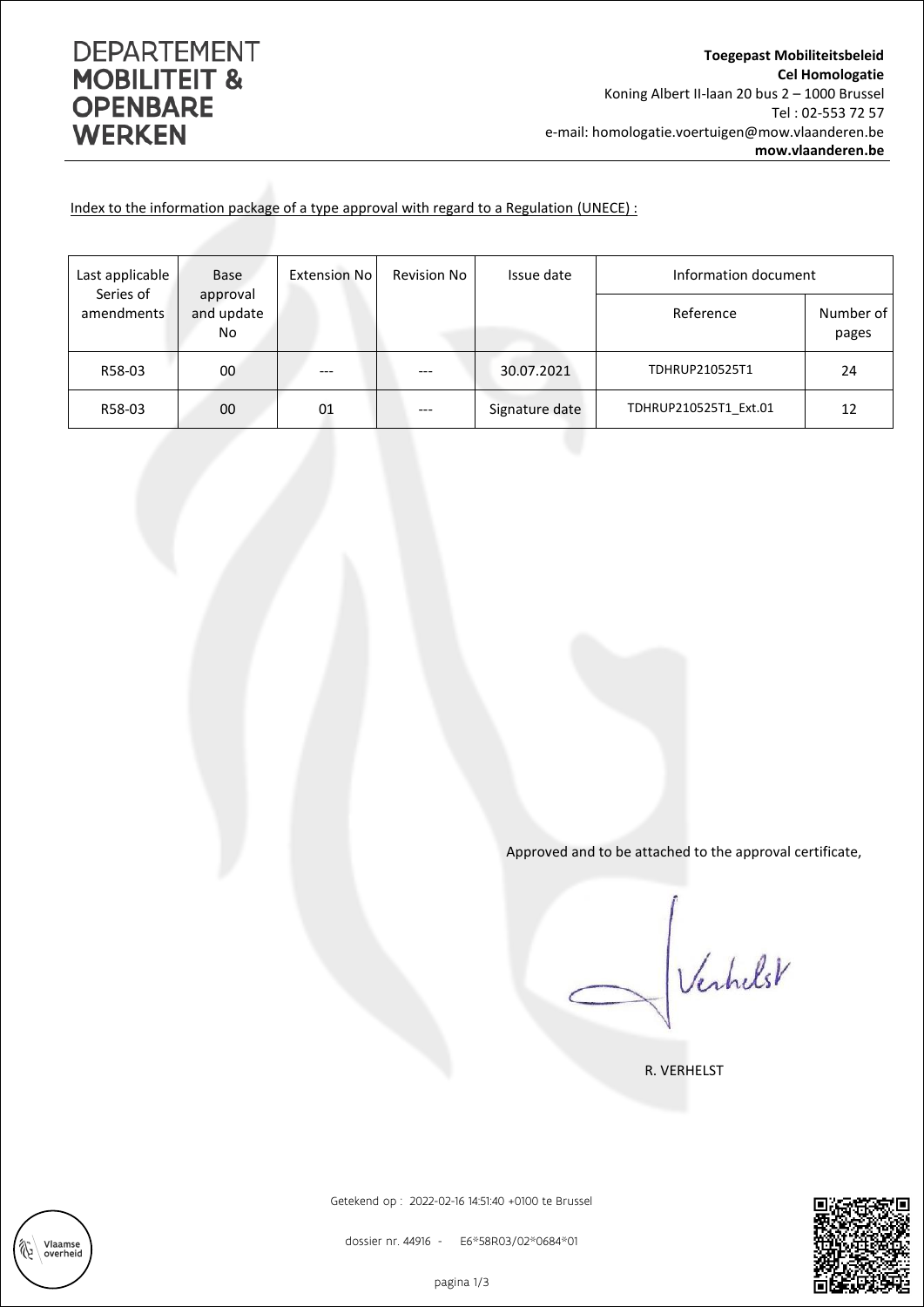# DEPARTEMENT **MOBILITEIT & OPENBARE WERKEN**

**Toegepast Mobiliteitsbeleid**
**Cel Homologatie**
Koning Albert II-laan 20 bus 2 – 1000 Brussel
Tel : 02-553 72 57
e-mail: homologatie.voertuigen@mow.vlaanderen.be
**mow.vlaanderen.be**

Index to the information package of a type approval with regard to a Regulation (UNECE) :

| Last applicable Series of amendments | Base approval and update No | Extension No | Revision No | Issue date | Information document | |
|---|---|---|---|---|---|---|
| | | | | | Reference | Number of pages |
| R58-03 | 00 | --- | --- | 30.07.2021 | TDHRUP210525T1 | 24 |
| R58-03 | 00 | 01 | --- | Signature date | TDHRUP210525T1_Ext.01 | 12 |

Approved and to be attached to the approval certificate,

R. VERHELST

Getekend op : 2022-02-16 14:51:40 +0100 te Brussel

dossier nr. 44916 - E6*58R03/02*0684*01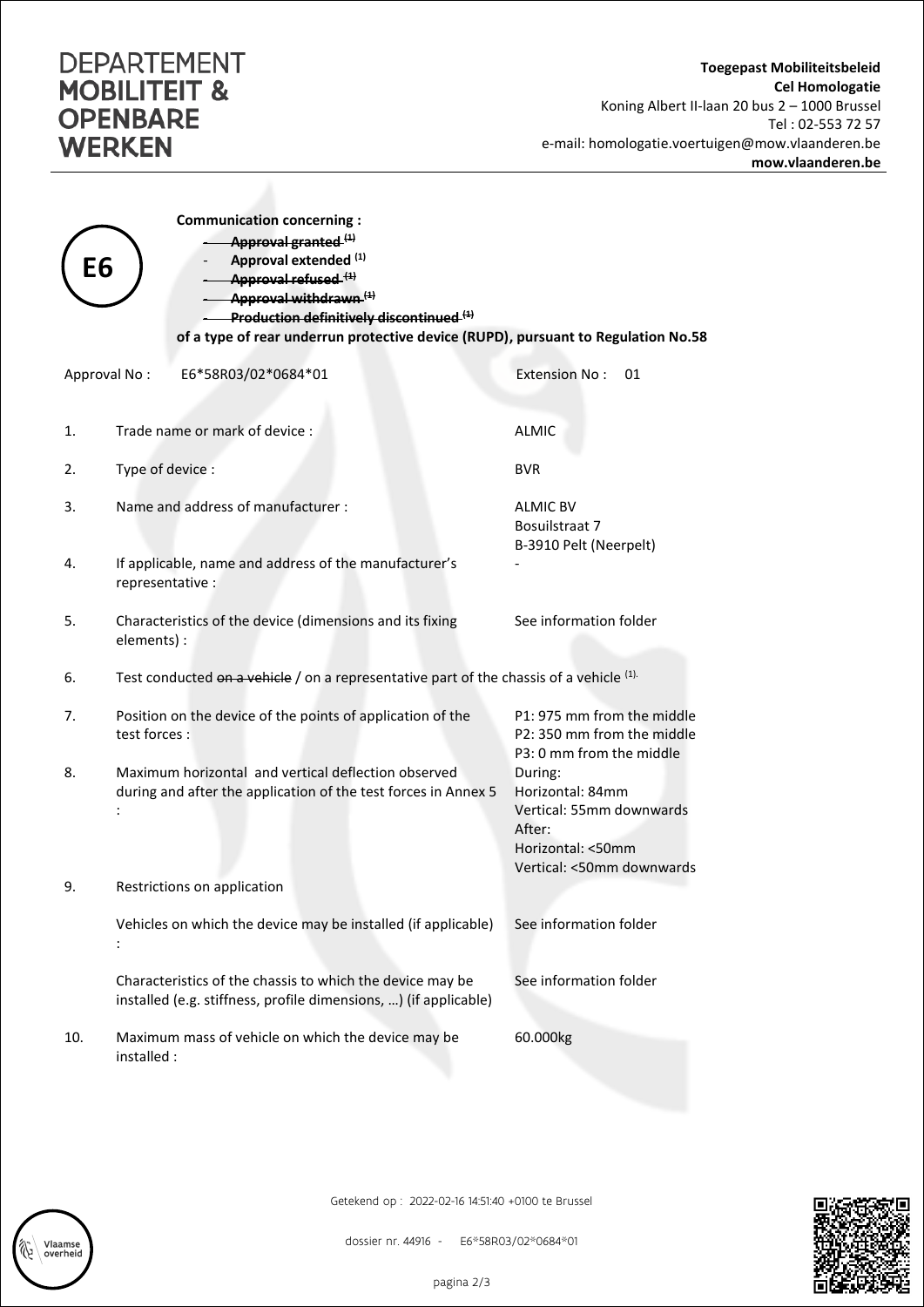**DEPARTEMENT MOBILITEIT & OPENBARE WERKEN**

**Toegepast Mobiliteitsbeleid**
**Cel Homologatie**
Koning Albert II-laan 20 bus 2 – 1000 Brussel
Tel : 02-553 72 57
e-mail: homologatie.voertuigen@mow.vlaanderen.be
**mow.vlaanderen.be**

**E6**

**Communication concerning :**

- ~~**Approval granted (1)**~~
- **Approval extended (1)**
- ~~**Approval refused (1)**~~
- ~~**Approval withdrawn (1)**~~
- ~~**Production definitively discontinued (1)**~~

**of a type of rear underrun protective device (RUPD), pursuant to Regulation No.58**

Approval No : E6*58R03/02*0684*01 | Extension No : 01

1. Trade name or mark of device : ALMIC

2. Type of device : BVR

3. Name and address of manufacturer : ALMIC BV, Bosuilstraat 7, B-3910 Pelt (Neerpelt)

4. If applicable, name and address of the manufacturer's representative : -

5. Characteristics of the device (dimensions and its fixing elements) : See information folder

6. Test conducted ~~on a vehicle~~ / on a representative part of the chassis of a vehicle (1).

7. Position on the device of the points of application of the test forces :
   P1: 975 mm from the middle
   P2: 350 mm from the middle
   P3: 0 mm from the middle

8. Maximum horizontal and vertical deflection observed during and after the application of the test forces in Annex 5 :
   During:
   Horizontal: 84mm
   Vertical: 55mm downwards
   After:
   Horizontal: <50mm
   Vertical: <50mm downwards

9. Restrictions on application

   Vehicles on which the device may be installed (if applicable) : See information folder

   Characteristics of the chassis to which the device may be installed (e.g. stiffness, profile dimensions, …) (if applicable) : See information folder

10. Maximum mass of vehicle on which the device may be installed : 60.000kg

Getekend op : 2022-02-16 14:51:40 +0100 te Brussel

dossier nr. 44916 - E6*58R03/02*0684*01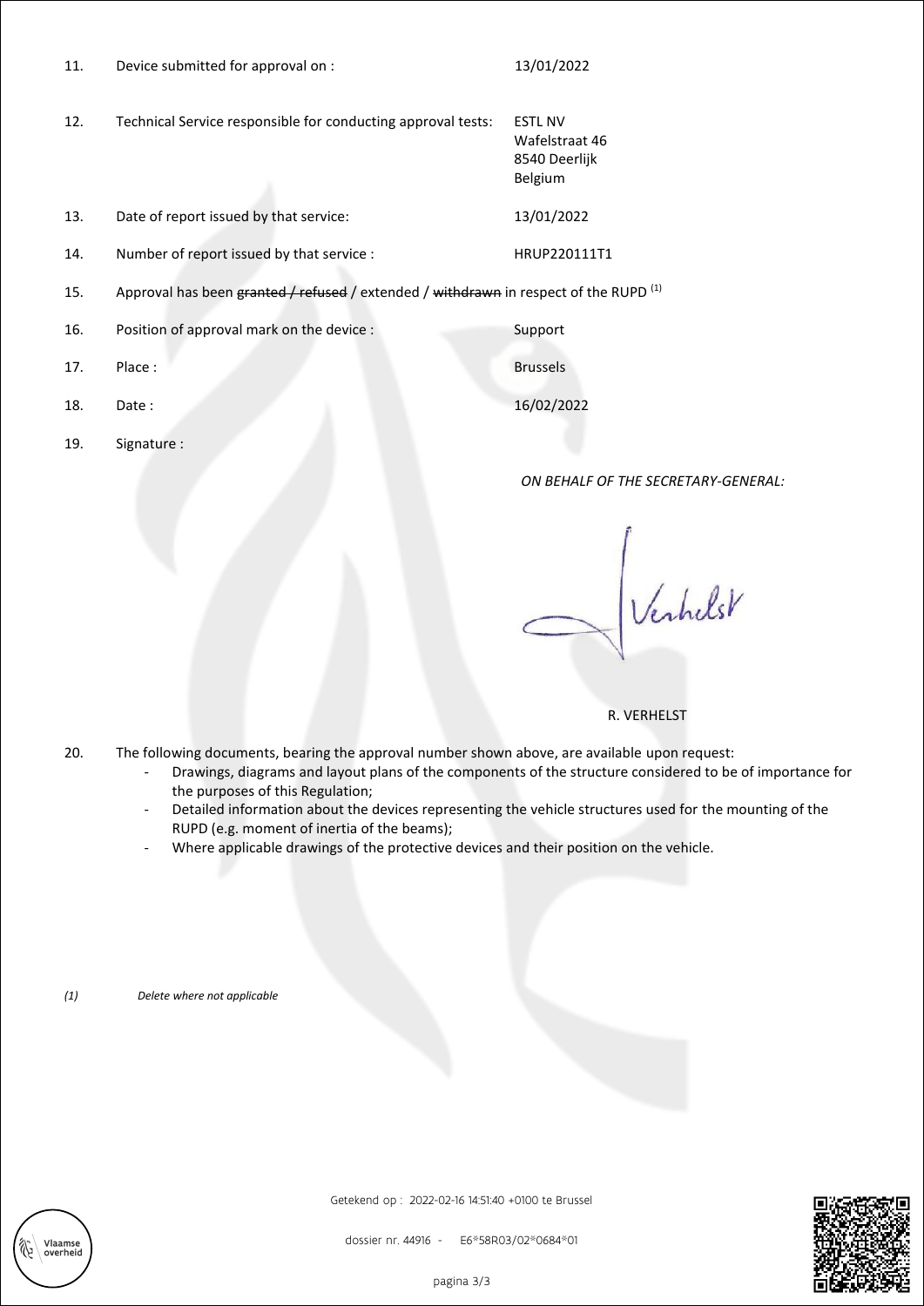| | | |
|---|---|---|
| 11. | Device submitted for approval on : | 13/01/2022 |
| 12. | Technical Service responsible for conducting approval tests: | ESTL NV<br>Wafelstraat 46<br>8540 Deerlijk<br>Belgium |
| 13. | Date of report issued by that service: | 13/01/2022 |
| 14. | Number of report issued by that service : | HRUP220111T1 |

15. Approval has been ~~granted / refused~~ / extended / ~~withdrawn~~ in respect of the RUPD [(1)]

| | | |
|---|---|---|
| 16. | Position of approval mark on the device : | Support |
| 17. | Place : | Brussels |
| 18. | Date : | 16/02/2022 |
| 19. | Signature : | |

*ON BEHALF OF THE SECRETARY-GENERAL:*

Verhelst

R. VERHELST

20. The following documents, bearing the approval number shown above, are available upon request:
    - Drawings, diagrams and layout plans of the components of the structure considered to be of importance for the purposes of this Regulation;
    - Detailed information about the devices representing the vehicle structures used for the mounting of the RUPD (e.g. moment of inertia of the beams);
    - Where applicable drawings of the protective devices and their position on the vehicle.

*(1) Delete where not applicable*

Getekend op : 2022-02-16 14:51:40 +0100 te Brussel

dossier nr. 44916 - E6*58R03/02*0684*01